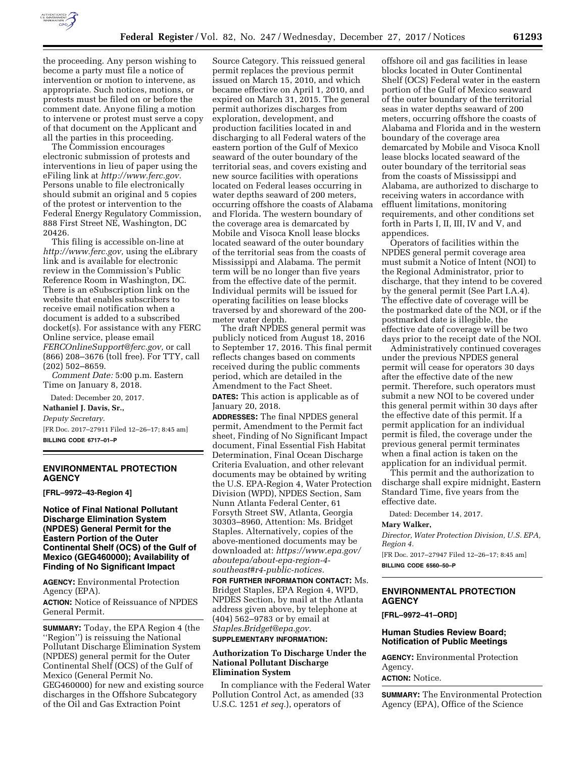the proceeding. Any person wishing to become a party must file a notice of intervention or motion to intervene, as appropriate. Such notices, motions, or protests must be filed on or before the comment date. Anyone filing a motion to intervene or protest must serve a copy of that document on the Applicant and all the parties in this proceeding.

The Commission encourages electronic submission of protests and interventions in lieu of paper using the eFiling link at *http://www.ferc.gov.* Persons unable to file electronically should submit an original and 5 copies of the protest or intervention to the Federal Energy Regulatory Commission, 888 First Street NE, Washington, DC 20426.

This filing is accessible on-line at *http://www.ferc.gov,* using the eLibrary link and is available for electronic review in the Commission's Public Reference Room in Washington, DC. There is an eSubscription link on the website that enables subscribers to receive email notification when a document is added to a subscribed docket(s). For assistance with any FERC Online service, please email *FERCOnlineSupport@ferc.gov,* or call (866) 208–3676 (toll free). For TTY, call (202) 502–8659.

*Comment Date:* 5:00 p.m. Eastern Time on January 8, 2018.

Dated: December 20, 2017.

**Nathaniel J. Davis, Sr.,**

*Deputy Secretary.*

[FR Doc. 2017–27911 Filed 12–26–17; 8:45 am]

**BILLING CODE 6717–01–P**

---

## ENVIRONMENTAL PROTECTION AGENCY

**[FRL–9972–43-Region 4]**

### Notice of Final National Pollutant Discharge Elimination System (NPDES) General Permit for the Eastern Portion of the Outer Continental Shelf (OCS) of the Gulf of Mexico (GEG460000); Availability of Finding of No Significant Impact

**AGENCY:** Environmental Protection Agency (EPA).

**ACTION:** Notice of Reissuance of NPDES General Permit.

**SUMMARY:** Today, the EPA Region 4 (the ''Region'') is reissuing the National Pollutant Discharge Elimination System (NPDES) general permit for the Outer Continental Shelf (OCS) of the Gulf of Mexico (General Permit No. GEG460000) for new and existing source discharges in the Offshore Subcategory of the Oil and Gas Extraction Point Source Category. This reissued general permit replaces the previous permit issued on March 15, 2010, and which became effective on April 1, 2010, and expired on March 31, 2015. The general permit authorizes discharges from exploration, development, and production facilities located in and discharging to all Federal waters of the eastern portion of the Gulf of Mexico seaward of the outer boundary of the territorial seas, and covers existing and new source facilities with operations located on Federal leases occurring in water depths seaward of 200 meters, occurring offshore the coasts of Alabama and Florida. The western boundary of the coverage area is demarcated by Mobile and Visoca Knoll lease blocks located seaward of the outer boundary of the territorial seas from the coasts of Mississippi and Alabama. The permit term will be no longer than five years from the effective date of the permit. Individual permits will be issued for operating facilities on lease blocks traversed by and shoreward of the 200-meter water depth.

The draft NPDES general permit was publicly noticed from August 18, 2016 to September 17, 2016. This final permit reflects changes based on comments received during the public comments period, which are detailed in the Amendment to the Fact Sheet.

**DATES:** This action is applicable as of January 20, 2018.

**ADDRESSES:** The final NPDES general permit, Amendment to the Permit fact sheet, Finding of No Significant Impact document, Final Essential Fish Habitat Determination, Final Ocean Discharge Criteria Evaluation, and other relevant documents may be obtained by writing the U.S. EPA-Region 4, Water Protection Division (WPD), NPDES Section, Sam Nunn Atlanta Federal Center, 61 Forsyth Street SW, Atlanta, Georgia 30303–8960, Attention: Ms. Bridget Staples. Alternatively, copies of the above-mentioned documents may be downloaded at: *https://www.epa.gov/aboutepa/about-epa-region-4-southeast#r4-public-notices.*

**FOR FURTHER INFORMATION CONTACT:** Ms. Bridget Staples, EPA Region 4, WPD, NPDES Section, by mail at the Atlanta address given above, by telephone at (404) 562–9783 or by email at *Staples.Bridget@epa.gov.*

**SUPPLEMENTARY INFORMATION:**

#### Authorization To Discharge Under the National Pollutant Discharge Elimination System

In compliance with the Federal Water Pollution Control Act, as amended (33 U.S.C. 1251 *et seq.*), operators of offshore oil and gas facilities in lease blocks located in Outer Continental Shelf (OCS) Federal water in the eastern portion of the Gulf of Mexico seaward of the outer boundary of the territorial seas in water depths seaward of 200 meters, occurring offshore the coasts of Alabama and Florida and in the western boundary of the coverage area demarcated by Mobile and Visoca Knoll lease blocks located seaward of the outer boundary of the territorial seas from the coasts of Mississippi and Alabama, are authorized to discharge to receiving waters in accordance with effluent limitations, monitoring requirements, and other conditions set forth in Parts I, II, III, IV and V, and appendices.

Operators of facilities within the NPDES general permit coverage area must submit a Notice of Intent (NOI) to the Regional Administrator, prior to discharge, that they intend to be covered by the general permit (See Part I.A.4). The effective date of coverage will be the postmarked date of the NOI, or if the postmarked date is illegible, the effective date of coverage will be two days prior to the receipt date of the NOI.

Administratively continued coverages under the previous NPDES general permit will cease for operators 30 days after the effective date of the new permit. Therefore, such operators must submit a new NOI to be covered under this general permit within 30 days after the effective date of this permit. If a permit application for an individual permit is filed, the coverage under the previous general permit terminates when a final action is taken on the application for an individual permit.

This permit and the authorization to discharge shall expire midnight, Eastern Standard Time, five years from the effective date.

Dated: December 14, 2017.

**Mary Walker,**

*Director, Water Protection Division, U.S. EPA, Region 4.*

[FR Doc. 2017–27947 Filed 12–26–17; 8:45 am]

**BILLING CODE 6560–50–P**

---

## ENVIRONMENTAL PROTECTION AGENCY

**[FRL–9972–41–ORD]**

### Human Studies Review Board; Notification of Public Meetings

**AGENCY:** Environmental Protection Agency.

**ACTION:** Notice.

**SUMMARY:** The Environmental Protection Agency (EPA), Office of the Science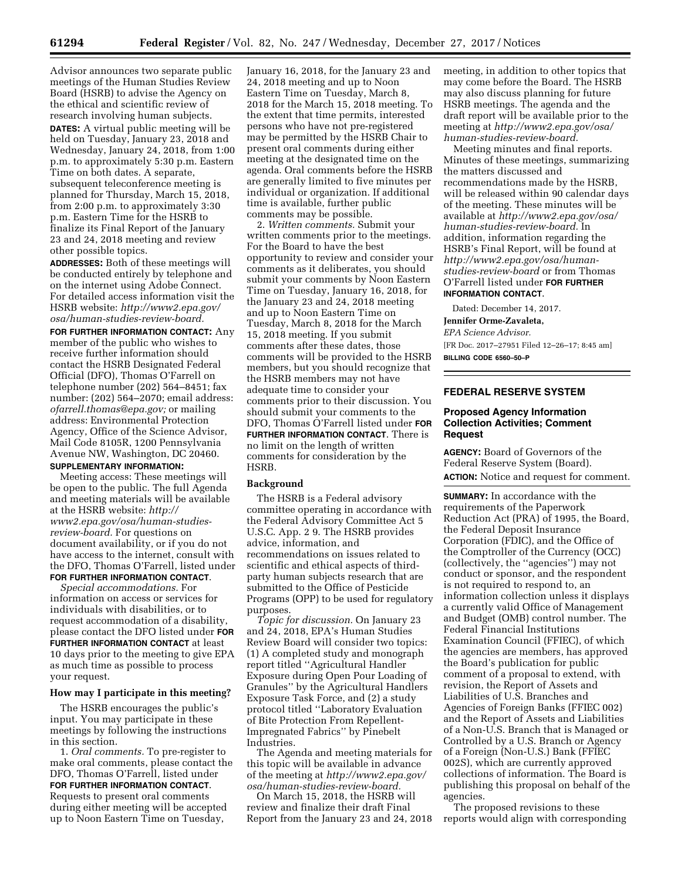Advisor announces two separate public meetings of the Human Studies Review Board (HSRB) to advise the Agency on the ethical and scientific review of research involving human subjects.

**DATES:** A virtual public meeting will be held on Tuesday, January 23, 2018 and Wednesday, January 24, 2018, from 1:00 p.m. to approximately 5:30 p.m. Eastern Time on both dates. A separate, subsequent teleconference meeting is planned for Thursday, March 15, 2018, from 2:00 p.m. to approximately 3:30 p.m. Eastern Time for the HSRB to finalize its Final Report of the January 23 and 24, 2018 meeting and review other possible topics.

**ADDRESSES:** Both of these meetings will be conducted entirely by telephone and on the internet using Adobe Connect. For detailed access information visit the HSRB website: *http://www2.epa.gov/osa/human-studies-review-board.*

**FOR FURTHER INFORMATION CONTACT:** Any member of the public who wishes to receive further information should contact the HSRB Designated Federal Official (DFO), Thomas O'Farrell on telephone number (202) 564–8451; fax number: (202) 564–2070; email address: *ofarrell.thomas@epa.gov;* or mailing address: Environmental Protection Agency, Office of the Science Advisor, Mail Code 8105R, 1200 Pennsylvania Avenue NW, Washington, DC 20460.

**SUPPLEMENTARY INFORMATION:**

Meeting access: These meetings will be open to the public. The full Agenda and meeting materials will be available at the HSRB website: *http://www2.epa.gov/osa/human-studies-review-board.* For questions on document availability, or if you do not have access to the internet, consult with the DFO, Thomas O'Farrell, listed under **FOR FURTHER INFORMATION CONTACT**.

*Special accommodations.* For information on access or services for individuals with disabilities, or to request accommodation of a disability, please contact the DFO listed under **FOR FURTHER INFORMATION CONTACT** at least 10 days prior to the meeting to give EPA as much time as possible to process your request.

### How may I participate in this meeting?

The HSRB encourages the public's input. You may participate in these meetings by following the instructions in this section.

1. *Oral comments.* To pre-register to make oral comments, please contact the DFO, Thomas O'Farrell, listed under **FOR FURTHER INFORMATION CONTACT**. Requests to present oral comments during either meeting will be accepted up to Noon Eastern Time on Tuesday, January 16, 2018, for the January 23 and 24, 2018 meeting and up to Noon Eastern Time on Tuesday, March 8, 2018 for the March 15, 2018 meeting. To the extent that time permits, interested persons who have not pre-registered may be permitted by the HSRB Chair to present oral comments during either meeting at the designated time on the agenda. Oral comments before the HSRB are generally limited to five minutes per individual or organization. If additional time is available, further public comments may be possible.

2. *Written comments.* Submit your written comments prior to the meetings. For the Board to have the best opportunity to review and consider your comments as it deliberates, you should submit your comments by Noon Eastern Time on Tuesday, January 16, 2018, for the January 23 and 24, 2018 meeting and up to Noon Eastern Time on Tuesday, March 8, 2018 for the March 15, 2018 meeting. If you submit comments after these dates, those comments will be provided to the HSRB members, but you should recognize that the HSRB members may not have adequate time to consider your comments prior to their discussion. You should submit your comments to the DFO, Thomas O'Farrell listed under **FOR FURTHER INFORMATION CONTACT**. There is no limit on the length of written comments for consideration by the HSRB.

### Background

The HSRB is a Federal advisory committee operating in accordance with the Federal Advisory Committee Act 5 U.S.C. App. 2 9. The HSRB provides advice, information, and recommendations on issues related to scientific and ethical aspects of third-party human subjects research that are submitted to the Office of Pesticide Programs (OPP) to be used for regulatory purposes.

*Topic for discussion.* On January 23 and 24, 2018, EPA's Human Studies Review Board will consider two topics: (1) A completed study and monograph report titled ''Agricultural Handler Exposure during Open Pour Loading of Granules'' by the Agricultural Handlers Exposure Task Force, and (2) a study protocol titled ''Laboratory Evaluation of Bite Protection From Repellent-Impregnated Fabrics'' by Pinebelt Industries.

The Agenda and meeting materials for this topic will be available in advance of the meeting at *http://www2.epa.gov/osa/human-studies-review-board.*

On March 15, 2018, the HSRB will review and finalize their draft Final Report from the January 23 and 24, 2018 meeting, in addition to other topics that may come before the Board. The HSRB may also discuss planning for future HSRB meetings. The agenda and the draft report will be available prior to the meeting at *http://www2.epa.gov/osa/human-studies-review-board.*

Meeting minutes and final reports. Minutes of these meetings, summarizing the matters discussed and recommendations made by the HSRB, will be released within 90 calendar days of the meeting. These minutes will be available at *http://www2.epa.gov/osa/human-studies-review-board.* In addition, information regarding the HSRB's Final Report, will be found at *http://www2.epa.gov/osa/human-studies-review-board* or from Thomas O'Farrell listed under **FOR FURTHER INFORMATION CONTACT**.

Dated: December 14, 2017.

**Jennifer Orme-Zavaleta,**

*EPA Science Advisor.*

[FR Doc. 2017–27951 Filed 12–26–17; 8:45 am]

**BILLING CODE 6560–50–P**

## FEDERAL RESERVE SYSTEM

### Proposed Agency Information Collection Activities; Comment Request

**AGENCY:** Board of Governors of the Federal Reserve System (Board).

**ACTION:** Notice and request for comment.

**SUMMARY:** In accordance with the requirements of the Paperwork Reduction Act (PRA) of 1995, the Board, the Federal Deposit Insurance Corporation (FDIC), and the Office of the Comptroller of the Currency (OCC) (collectively, the ''agencies'') may not conduct or sponsor, and the respondent is not required to respond to, an information collection unless it displays a currently valid Office of Management and Budget (OMB) control number. The Federal Financial Institutions Examination Council (FFIEC), of which the agencies are members, has approved the Board's publication for public comment of a proposal to extend, with revision, the Report of Assets and Liabilities of U.S. Branches and Agencies of Foreign Banks (FFIEC 002) and the Report of Assets and Liabilities of a Non-U.S. Branch that is Managed or Controlled by a U.S. Branch or Agency of a Foreign (Non-U.S.) Bank (FFIEC 002S), which are currently approved collections of information. The Board is publishing this proposal on behalf of the agencies.

The proposed revisions to these reports would align with corresponding